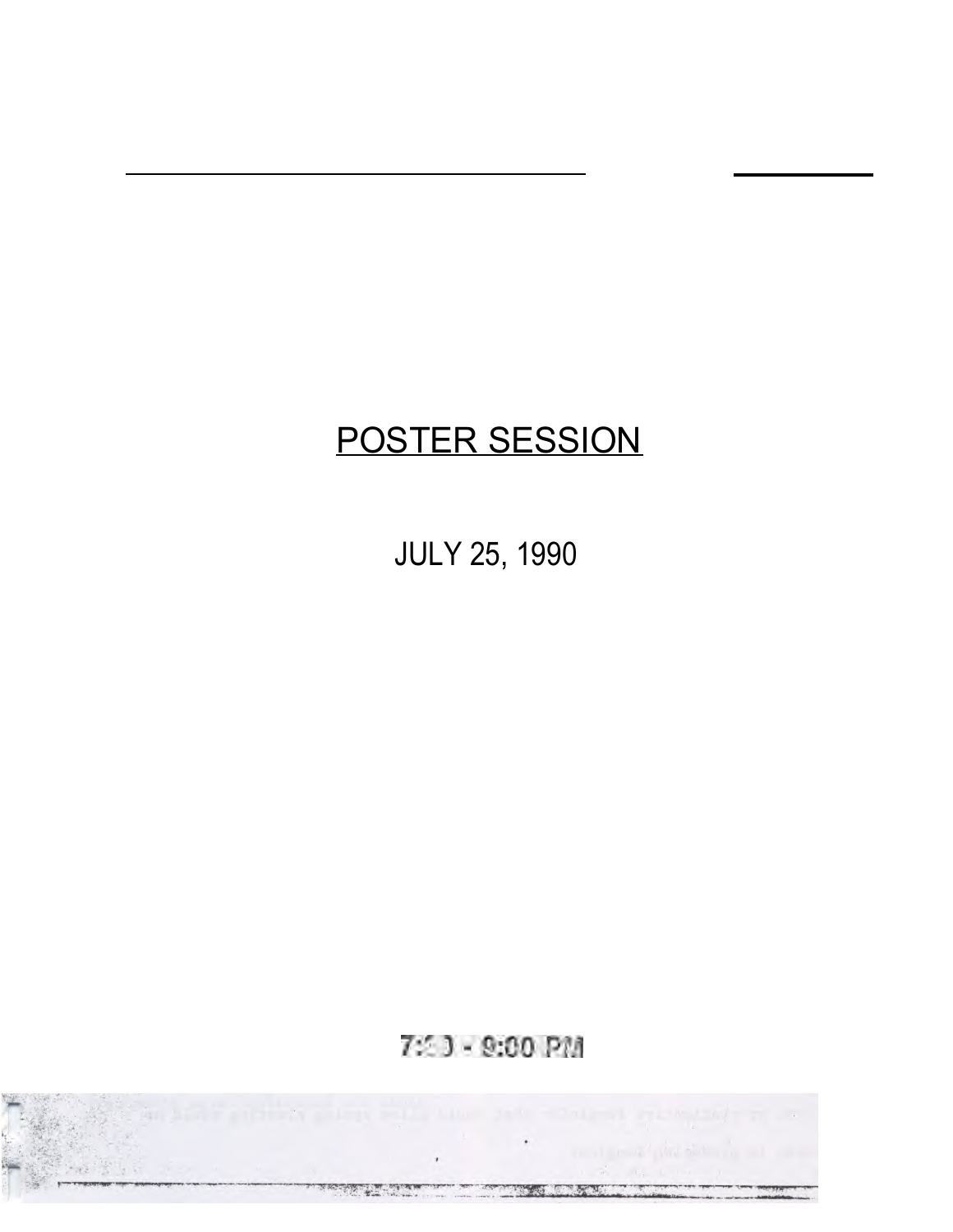# POSTER SESSION

JULY 25, 1990

7:30 - 9:00 PM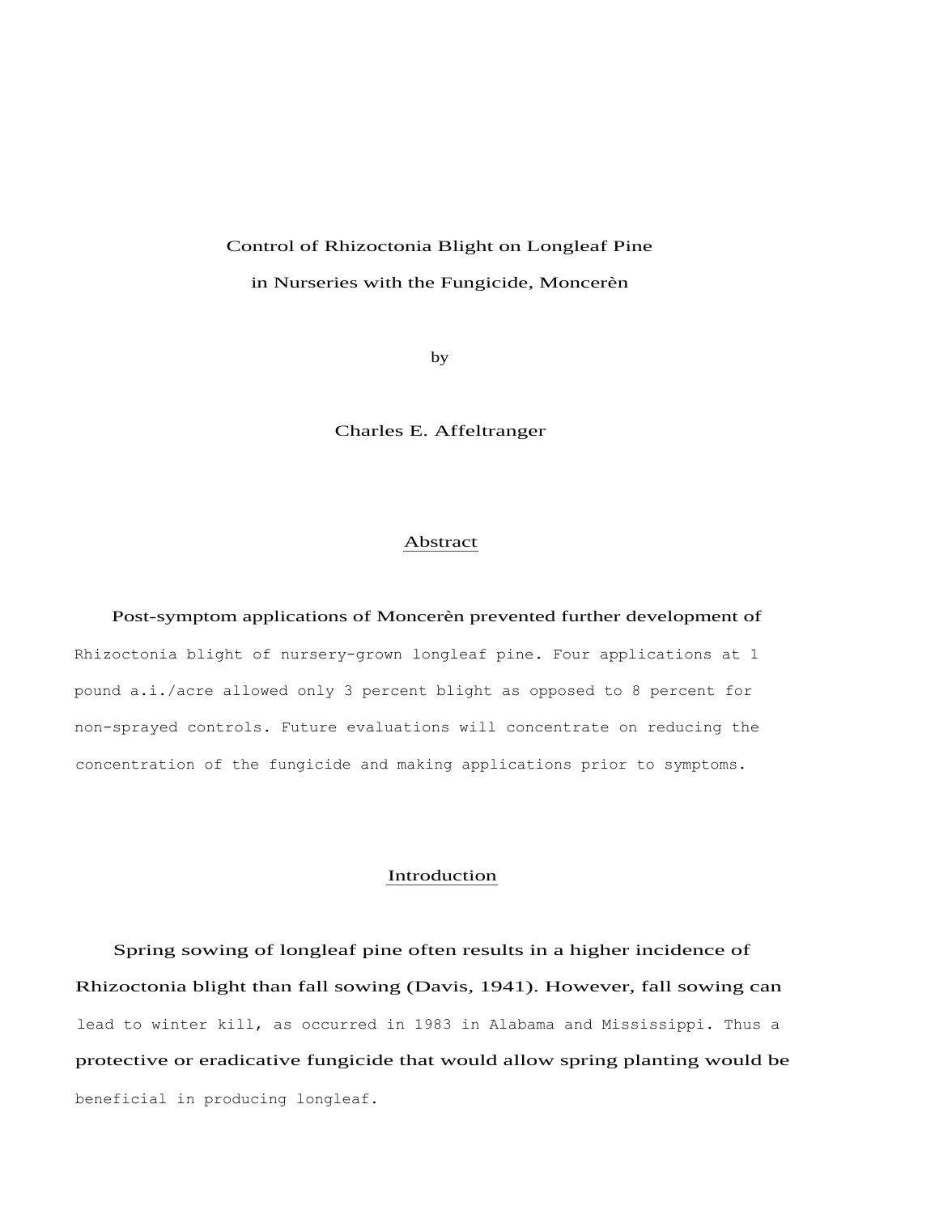# Control of Rhizoctonia Blight on Longleaf Pine in Nurseries with the Fungicide, Moncerèn

by

Charles E. Affeltranger

## Abstract

Post-symptom applications of Moncerèn prevented further development of Rhizoctonia blight of nursery-grown longleaf pine. Four applications at 1 pound a.i./acre allowed only 3 percent blight as opposed to 8 percent for non-sprayed controls. Future evaluations will concentrate on reducing the concentration of the fungicide and making applications prior to symptoms.

## Introduction

Spring sowing of longleaf pine often results in a higher incidence of Rhizoctonia blight than fall sowing (Davis, 1941). However, fall sowing can lead to winter kill, as occurred in 1983 in Alabama and Mississippi. Thus a protective or eradicative fungicide that would allow spring planting would be beneficial in producing longleaf.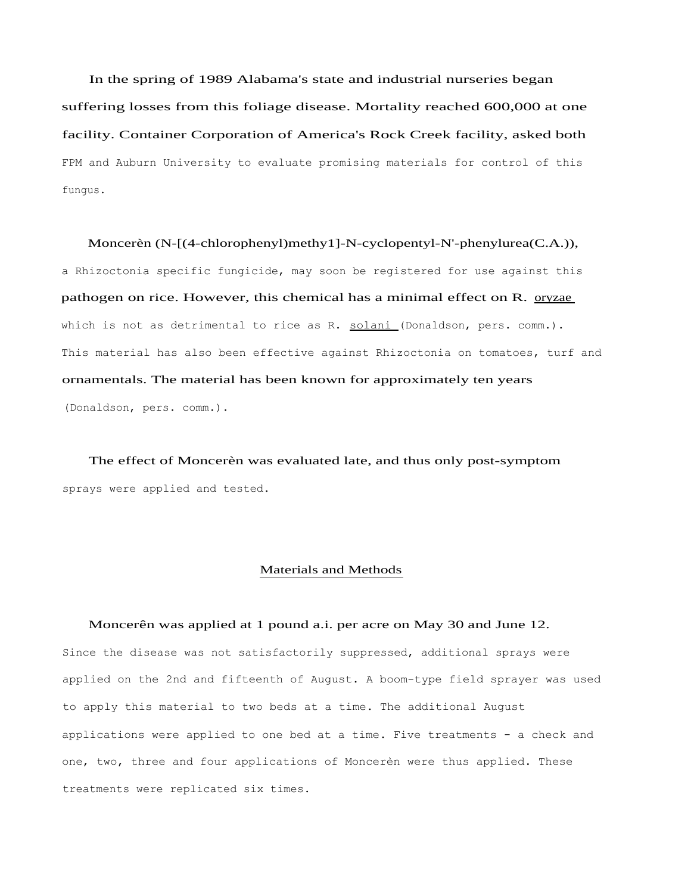In the spring of 1989 Alabama's state and industrial nurseries began suffering losses from this foliage disease. Mortality reached 600,000 at one facility. Container Corporation of America's Rock Creek facility, asked both FPM and Auburn University to evaluate promising materials for control of this fungus.

Moncerèn (N-[(4-chlorophenyl)methy1]-N-cyclopentyl-N'-phenylurea(C.A.)), a Rhizoctonia specific fungicide, may soon be registered for use against this pathogen on rice. However, this chemical has a minimal effect on R. oryzae which is not as detrimental to rice as R. solani (Donaldson, pers. comm.). This material has also been effective against Rhizoctonia on tomatoes, turf and ornamentals. The material has been known for approximately ten years (Donaldson, pers. comm.).

The effect of Moncerèn was evaluated late, and thus only post-symptom sprays were applied and tested.

## Materials and Methods

Moncerên was applied at 1 pound a.i. per acre on May 30 and June 12. Since the disease was not satisfactorily suppressed, additional sprays were applied on the 2nd and fifteenth of August. A boom-type field sprayer was used to apply this material to two beds at a time. The additional August applications were applied to one bed at a time. Five treatments - a check and one, two, three and four applications of Moncerèn were thus applied. These treatments were replicated six times.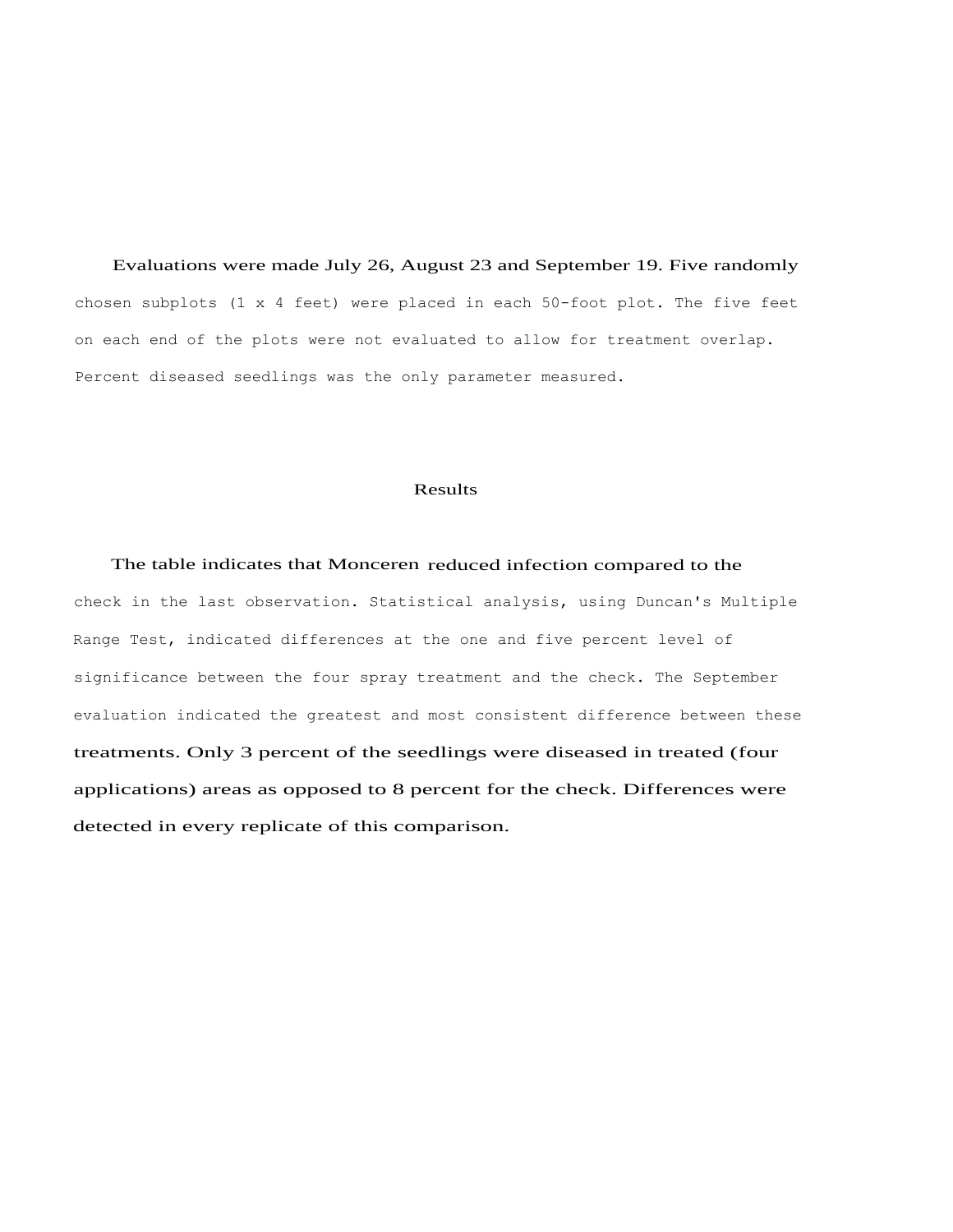Evaluations were made July 26, August 23 and September 19. Five randomly chosen subplots (1 x 4 feet) were placed in each 50-foot plot. The five feet on each end of the plots were not evaluated to allow for treatment overlap. Percent diseased seedlings was the only parameter measured.

## Results

The table indicates that Monceren reduced infection compared to the check in the last observation. Statistical analysis, using Duncan's Multiple Range Test, indicated differences at the one and five percent level of significance between the four spray treatment and the check. The September evaluation indicated the greatest and most consistent difference between these treatments. Only 3 percent of the seedlings were diseased in treated (four applications) areas as opposed to 8 percent for the check. Differences were detected in every replicate of this comparison.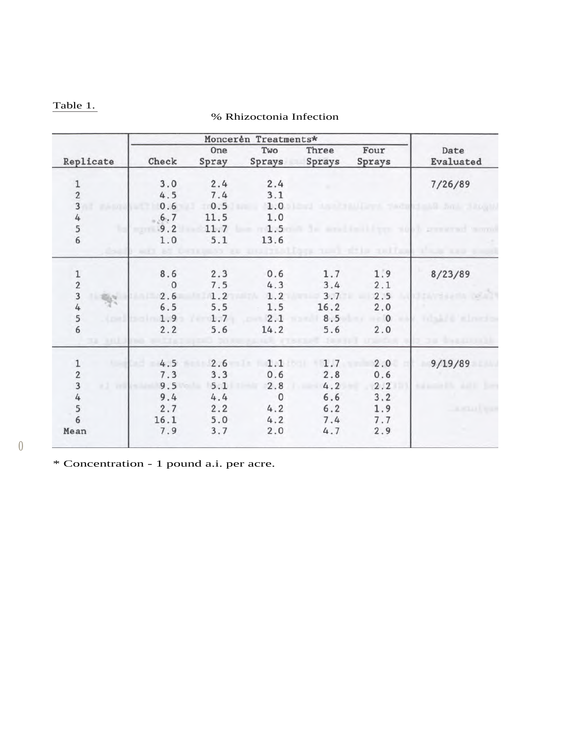Table 1.

% Rhizoctonia Infection

| Replicate | Moncerén Treatments* | | | | | Date Evaluated |
|---|---|---|---|---|---|---|
| | Check | One Spray | Two Sprays | Three Sprays | Four Sprays | |
| 1 | 3.0 | 2.4 | 2.4 | | | 7/26/89 |
| 2 | 4.5 | 7.4 | 3.1 | | | |
| 3 | 0.6 | 0.5 | 1.0 | | | |
| 4 | 6.7 | 11.5 | 1.0 | | | |
| 5 | 9.2 | 11.7 | 1.5 | | | |
| 6 | 1.0 | 5.1 | 13.6 | | | |
| 1 | 8.6 | 2.3 | 0.6 | 1.7 | 1.9 | 8/23/89 |
| 2 | 0 | 7.5 | 4.3 | 3.4 | 2.1 | |
| 3 | 2.6 | 1.2 | 1.2 | 3.7 | 2.5 | |
| 4 | 6.5 | 5.5 | 1.5 | 16.2 | 2.0 | |
| 5 | 1.9 | 1.7 | 2.1 | 8.5 | 0 | |
| 6 | 2.2 | 5.6 | 14.2 | 5.6 | 2.0 | |
| 1 | 4.5 | 2.6 | 1.1 | 1.7 | 2.0 | 9/19/89 |
| 2 | 7.3 | 3.3 | 0.6 | 2.8 | 0.6 | |
| 3 | 9.5 | 5.1 | 2.8 | 4.2 | 2.2 | |
| 4 | 9.4 | 4.4 | 0 | 6.6 | 3.2 | |
| 5 | 2.7 | 2.2 | 4.2 | 6.2 | 1.9 | |
| 6 | 16.1 | 5.0 | 4.2 | 7.4 | 7.7 | |
| Mean | 7.9 | 3.7 | 2.0 | 4.7 | 2.9 | |

* Concentration - 1 pound a.i. per acre.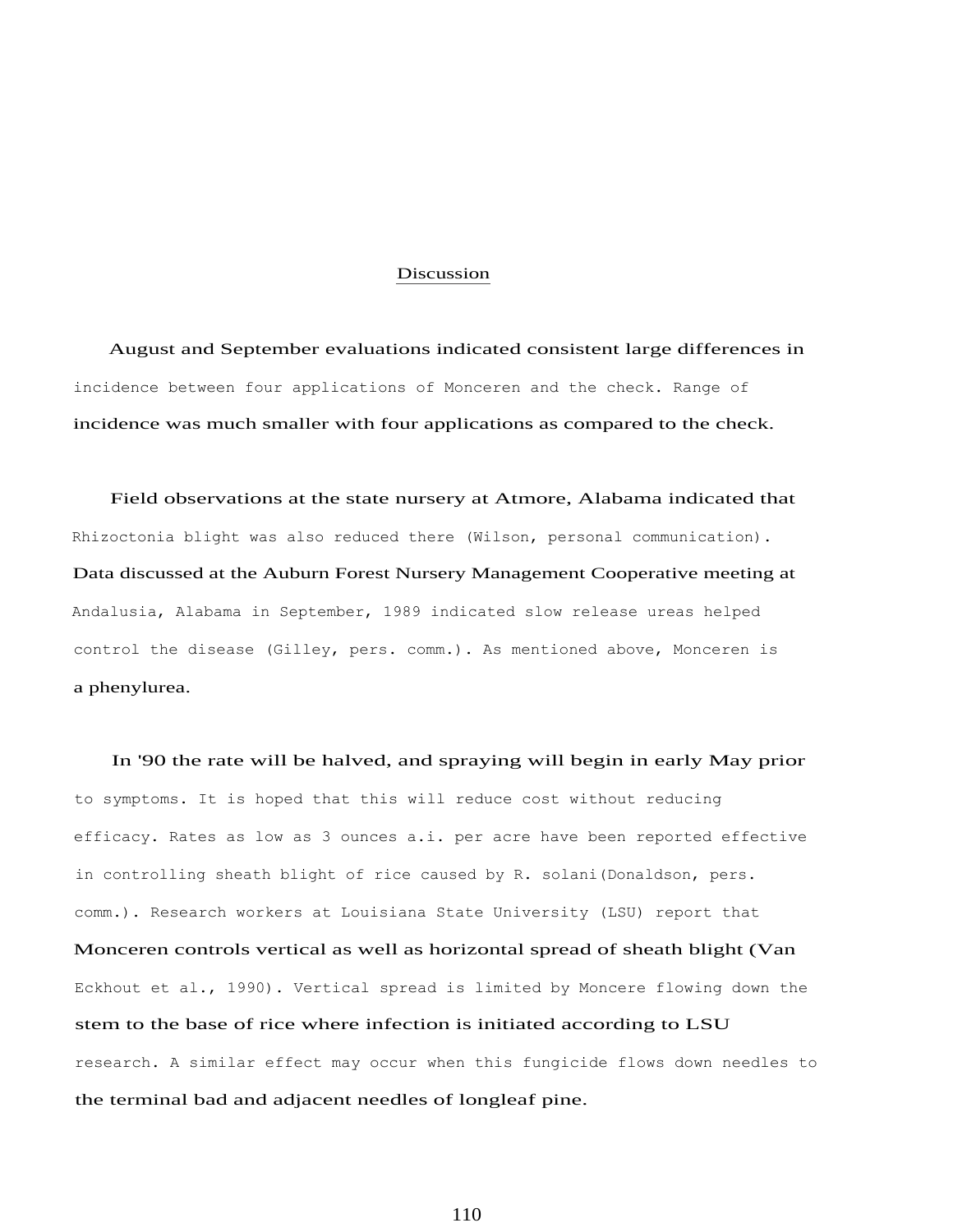## Discussion

August and September evaluations indicated consistent large differences in incidence between four applications of Monceren and the check. Range of incidence was much smaller with four applications as compared to the check.

Field observations at the state nursery at Atmore, Alabama indicated that Rhizoctonia blight was also reduced there (Wilson, personal communication). Data discussed at the Auburn Forest Nursery Management Cooperative meeting at Andalusia, Alabama in September, 1989 indicated slow release ureas helped control the disease (Gilley, pers. comm.). As mentioned above, Monceren is a phenylurea.

In '90 the rate will be halved, and spraying will begin in early May prior to symptoms. It is hoped that this will reduce cost without reducing efficacy. Rates as low as 3 ounces a.i. per acre have been reported effective in controlling sheath blight of rice caused by R. solani(Donaldson, pers. comm.). Research workers at Louisiana State University (LSU) report that Monceren controls vertical as well as horizontal spread of sheath blight (Van Eckhout et al., 1990). Vertical spread is limited by Moncere flowing down the stem to the base of rice where infection is initiated according to LSU research. A similar effect may occur when this fungicide flows down needles to the terminal bad and adjacent needles of longleaf pine.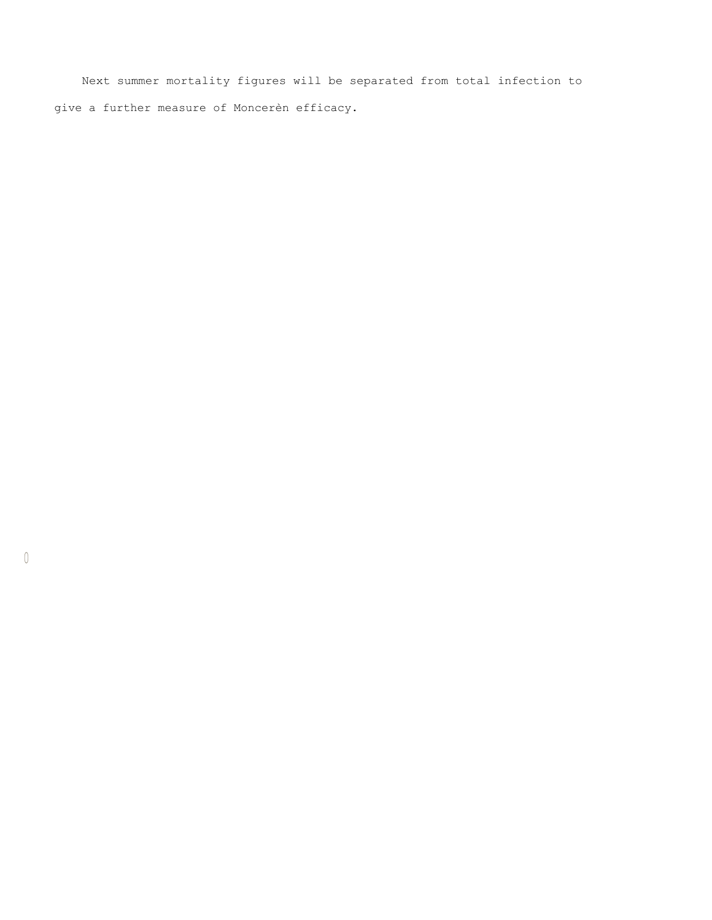Next summer mortality figures will be separated from total infection to give a further measure of Moncerèn efficacy.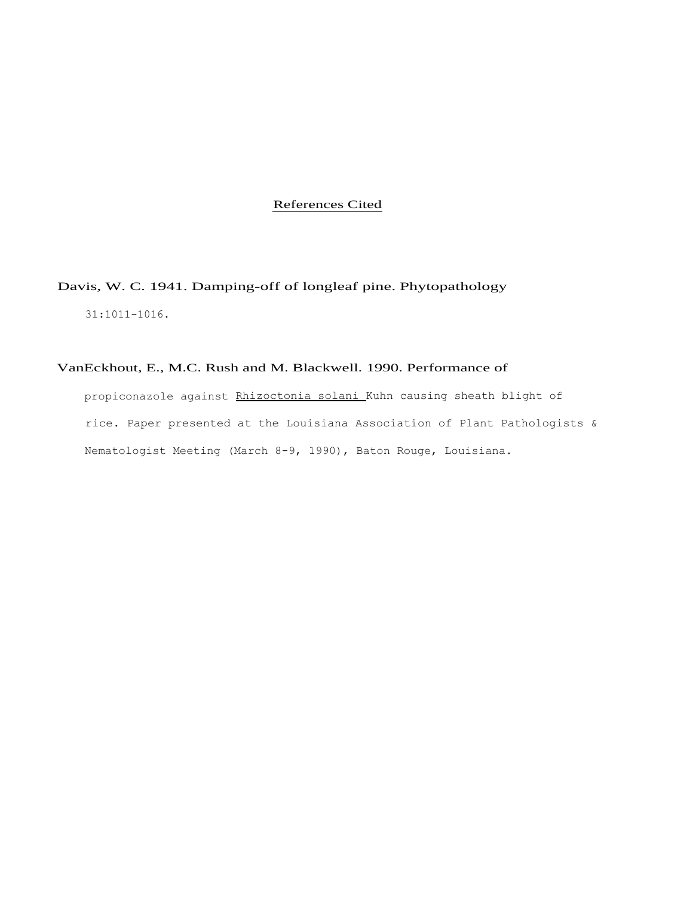## References Cited

Davis, W. C. 1941. Damping-off of longleaf pine. Phytopathology 31:1011-1016.

VanEckhout, E., M.C. Rush and M. Blackwell. 1990. Performance of propiconazole against *Rhizoctonia solani* Kuhn causing sheath blight of rice. Paper presented at the Louisiana Association of Plant Pathologists & Nematologist Meeting (March 8-9, 1990), Baton Rouge, Louisiana.